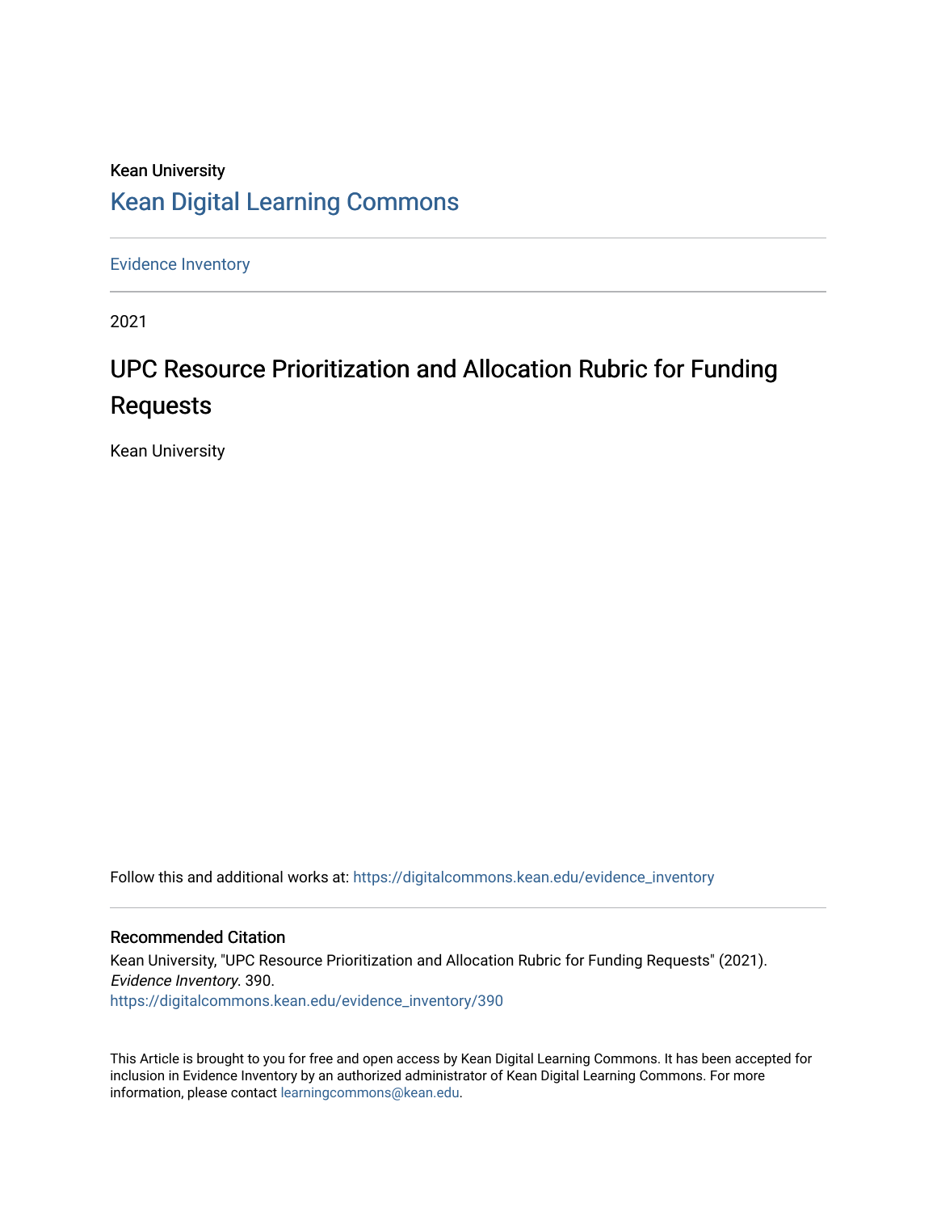Kean University

# Kean Digital Learning Commons

Evidence Inventory

2021

# UPC Resource Prioritization and Allocation Rubric for Funding Requests

Kean University

Follow this and additional works at: https://digitalcommons.kean.edu/evidence_inventory

### Recommended Citation

Kean University, "UPC Resource Prioritization and Allocation Rubric for Funding Requests" (2021). *Evidence Inventory*. 390.
https://digitalcommons.kean.edu/evidence_inventory/390

This Article is brought to you for free and open access by Kean Digital Learning Commons. It has been accepted for inclusion in Evidence Inventory by an authorized administrator of Kean Digital Learning Commons. For more information, please contact learningcommons@kean.edu.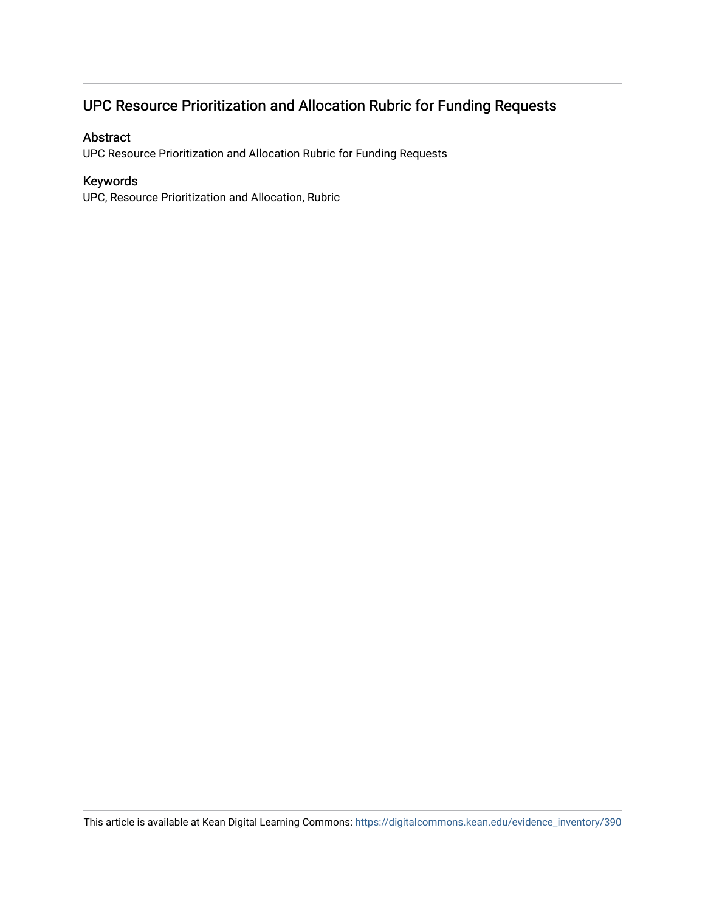## UPC Resource Prioritization and Allocation Rubric for Funding Requests

### Abstract

UPC Resource Prioritization and Allocation Rubric for Funding Requests

### Keywords

UPC, Resource Prioritization and Allocation, Rubric

This article is available at Kean Digital Learning Commons: https://digitalcommons.kean.edu/evidence_inventory/390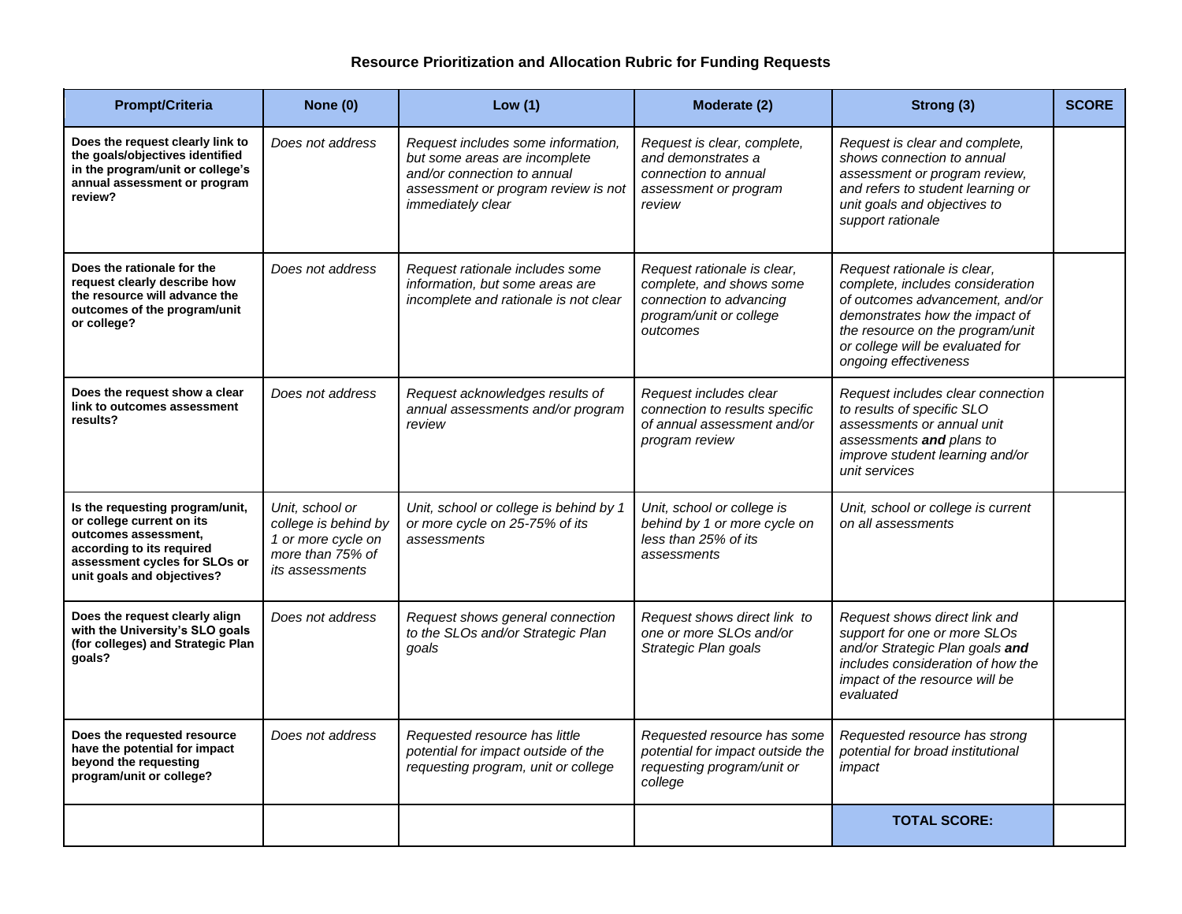### Resource Prioritization and Allocation Rubric for Funding Requests

| Prompt/Criteria | None (0) | Low (1) | Moderate (2) | Strong (3) | SCORE |
|---|---|---|---|---|---|
| **Does the request clearly link to the goals/objectives identified in the program/unit or college's annual assessment or program review?** | *Does not address* | *Request includes some information, but some areas are incomplete and/or connection to annual assessment or program review is not immediately clear* | *Request is clear, complete, and demonstrates a connection to annual assessment or program review* | *Request is clear and complete, shows connection to annual assessment or program review, and refers to student learning or unit goals and objectives to support rationale* | |
| **Does the rationale for the request clearly describe how the resource will advance the outcomes of the program/unit or college?** | *Does not address* | *Request rationale includes some information, but some areas are incomplete and rationale is not clear* | *Request rationale is clear, complete, and shows some connection to advancing program/unit or college outcomes* | *Request rationale is clear, complete, includes consideration of outcomes advancement, and/or demonstrates how the impact of the resource on the program/unit or college will be evaluated for ongoing effectiveness* | |
| **Does the request show a clear link to outcomes assessment results?** | *Does not address* | *Request acknowledges results of annual assessments and/or program review* | *Request includes clear connection to results specific of annual assessment and/or program review* | *Request includes clear connection to results of specific SLO assessments or annual unit assessments **and** plans to improve student learning and/or unit services* | |
| **Is the requesting program/unit, or college current on its outcomes assessment, according to its required assessment cycles for SLOs or unit goals and objectives?** | *Unit, school or college is behind by 1 or more cycle on more than 75% of its assessments* | *Unit, school or college is behind by 1 or more cycle on 25-75% of its assessments* | *Unit, school or college is behind by 1 or more cycle on less than 25% of its assessments* | *Unit, school or college is current on all assessments* | |
| **Does the request clearly align with the University's SLO goals (for colleges) and Strategic Plan goals?** | *Does not address* | *Request shows general connection to the SLOs and/or Strategic Plan goals* | *Request shows direct link to one or more SLOs and/or Strategic Plan goals* | *Request shows direct link and support for one or more SLOs and/or Strategic Plan goals **and** includes consideration of how the impact of the resource will be evaluated* | |
| **Does the requested resource have the potential for impact beyond the requesting program/unit or college?** | *Does not address* | *Requested resource has little potential for impact outside of the requesting program, unit or college* | *Requested resource has some potential for impact outside the requesting program/unit or college* | *Requested resource has strong potential for broad institutional impact* | |
| | | | | **TOTAL SCORE:** | |